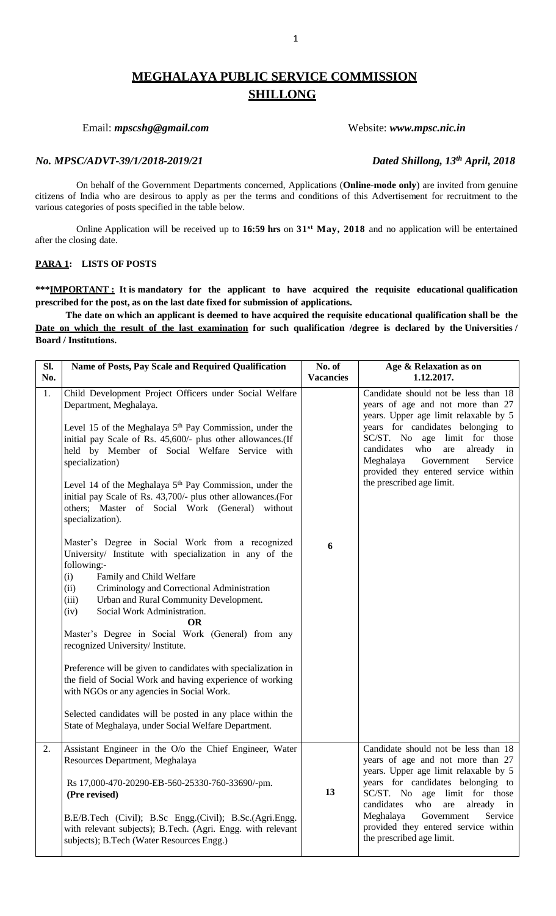# MEGHALAYA PUBLIC SERVICE COMMISSION
## SHILLONG

Email: ***mpscshg@gmail.com*** Website: ***www.mpsc.nic.in***

***No. MPSC/ADVT-39/1/2018-2019/21*** ***Dated Shillong, 13th April, 2018***

On behalf of the Government Departments concerned, Applications (**Online-mode only**) are invited from genuine citizens of India who are desirous to apply as per the terms and conditions of this Advertisement for recruitment to the various categories of posts specified in the table below.

Online Application will be received up to **16:59 hrs** on **31st May, 2018** and no application will be entertained after the closing date.

**PARA 1: LISTS OF POSTS**

**\*\*\*IMPORTANT : It is mandatory for the applicant to have acquired the requisite educational qualification prescribed for the post, as on the last date fixed for submission of applications.**

**The date on which an applicant is deemed to have acquired the requisite educational qualification shall be the Date on which the result of the last examination for such qualification /degree is declared by the Universities / Board / Institutions.**

| Sl. No. | Name of Posts, Pay Scale and Required Qualification | No. of Vacancies | Age & Relaxation as on 1.12.2017. |
|---|---|---|---|
| 1. | Child Development Project Officers under Social Welfare Department, Meghalaya.<br><br>Level 15 of the Meghalaya 5th Pay Commission, under the initial pay Scale of Rs. 45,600/- plus other allowances.(If held by Member of Social Welfare Service with specialization)<br><br>Level 14 of the Meghalaya 5th Pay Commission, under the initial pay Scale of Rs. 43,700/- plus other allowances.(For others; Master of Social Work (General) without specialization).<br><br>Master's Degree in Social Work from a recognized University/ Institute with specialization in any of the following:-<br>(i) Family and Child Welfare<br>(ii) Criminology and Correctional Administration<br>(iii) Urban and Rural Community Development.<br>(iv) Social Work Administration.<br>**OR**<br>Master's Degree in Social Work (General) from any recognized University/ Institute.<br><br>Preference will be given to candidates with specialization in the field of Social Work and having experience of working with NGOs or any agencies in Social Work.<br><br>Selected candidates will be posted in any place within the State of Meghalaya, under Social Welfare Department. | **6** | Candidate should not be less than 18 years of age and not more than 27 years. Upper age limit relaxable by 5 years for candidates belonging to SC/ST. No age limit for those candidates who are already in Meghalaya Government Service provided they entered service within the prescribed age limit. |
| 2. | Assistant Engineer in the O/o the Chief Engineer, Water Resources Department, Meghalaya<br><br>Rs 17,000-470-20290-EB-560-25330-760-33690/-pm.<br>**(Pre revised)**<br><br>B.E/B.Tech (Civil); B.Sc Engg.(Civil); B.Sc.(Agri.Engg. with relevant subjects); B.Tech. (Agri. Engg. with relevant subjects); B.Tech (Water Resources Engg.) | **13** | Candidate should not be less than 18 years of age and not more than 27 years. Upper age limit relaxable by 5 years for candidates belonging to SC/ST. No age limit for those candidates who are already in Meghalaya Government Service provided they entered service within the prescribed age limit. |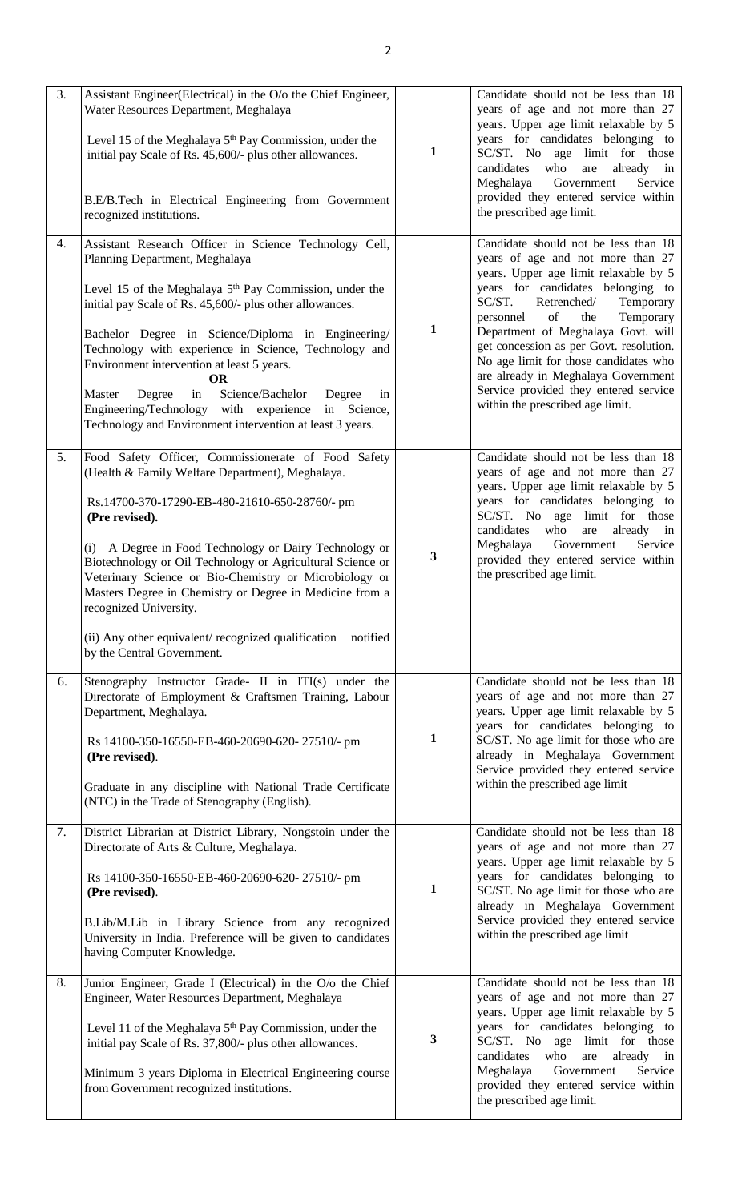| | | | |
|---|---|---|---|
| 3. | Assistant Engineer(Electrical) in the O/o the Chief Engineer, Water Resources Department, Meghalaya<br><br>Level 15 of the Meghalaya 5th Pay Commission, under the initial pay Scale of Rs. 45,600/- plus other allowances.<br><br>B.E/B.Tech in Electrical Engineering from Government recognized institutions. | **1** | Candidate should not be less than 18 years of age and not more than 27 years. Upper age limit relaxable by 5 years for candidates belonging to SC/ST. No age limit for those candidates who are already in Meghalaya Government Service provided they entered service within the prescribed age limit. |
| 4. | Assistant Research Officer in Science Technology Cell, Planning Department, Meghalaya<br><br>Level 15 of the Meghalaya 5th Pay Commission, under the initial pay Scale of Rs. 45,600/- plus other allowances.<br><br>Bachelor Degree in Science/Diploma in Engineering/ Technology with experience in Science, Technology and Environment intervention at least 5 years.<br>**OR**<br>Master Degree in Science/Bachelor Degree in Engineering/Technology with experience in Science, Technology and Environment intervention at least 3 years. | **1** | Candidate should not be less than 18 years of age and not more than 27 years. Upper age limit relaxable by 5 years for candidates belonging to SC/ST. Retrenched/ Temporary personnel of the Temporary Department of Meghalaya Govt. will get concession as per Govt. resolution. No age limit for those candidates who are already in Meghalaya Government Service provided they entered service within the prescribed age limit. |
| 5. | Food Safety Officer, Commissionerate of Food Safety (Health & Family Welfare Department), Meghalaya.<br><br>Rs.14700-370-17290-EB-480-21610-650-28760/- pm **(Pre revised).**<br><br>(i) A Degree in Food Technology or Dairy Technology or Biotechnology or Oil Technology or Agricultural Science or Veterinary Science or Bio-Chemistry or Microbiology or Masters Degree in Chemistry or Degree in Medicine from a recognized University.<br><br>(ii) Any other equivalent/ recognized qualification notified by the Central Government. | **3** | Candidate should not be less than 18 years of age and not more than 27 years. Upper age limit relaxable by 5 years for candidates belonging to SC/ST. No age limit for those candidates who are already in Meghalaya Government Service provided they entered service within the prescribed age limit. |
| 6. | Stenography Instructor Grade- II in ITI(s) under the Directorate of Employment & Craftsmen Training, Labour Department, Meghalaya.<br><br>Rs 14100-350-16550-EB-460-20690-620- 27510/- pm **(Pre revised)**.<br><br>Graduate in any discipline with National Trade Certificate (NTC) in the Trade of Stenography (English). | **1** | Candidate should not be less than 18 years of age and not more than 27 years. Upper age limit relaxable by 5 years for candidates belonging to SC/ST. No age limit for those who are already in Meghalaya Government Service provided they entered service within the prescribed age limit |
| 7. | District Librarian at District Library, Nongstoin under the Directorate of Arts & Culture, Meghalaya.<br><br>Rs 14100-350-16550-EB-460-20690-620- 27510/- pm **(Pre revised)**.<br><br>B.Lib/M.Lib in Library Science from any recognized University in India. Preference will be given to candidates having Computer Knowledge. | **1** | Candidate should not be less than 18 years of age and not more than 27 years. Upper age limit relaxable by 5 years for candidates belonging to SC/ST. No age limit for those who are already in Meghalaya Government Service provided they entered service within the prescribed age limit |
| 8. | Junior Engineer, Grade I (Electrical) in the O/o the Chief Engineer, Water Resources Department, Meghalaya<br><br>Level 11 of the Meghalaya 5th Pay Commission, under the initial pay Scale of Rs. 37,800/- plus other allowances.<br><br>Minimum 3 years Diploma in Electrical Engineering course from Government recognized institutions. | **3** | Candidate should not be less than 18 years of age and not more than 27 years. Upper age limit relaxable by 5 years for candidates belonging to SC/ST. No age limit for those candidates who are already in Meghalaya Government Service provided they entered service within the prescribed age limit. |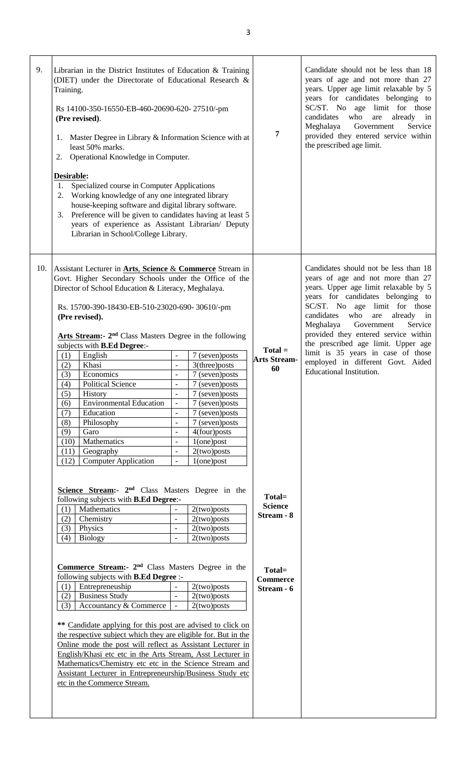| | | | |
|---|---|---|---|
| 9. | Librarian in the District Institutes of Education & Training (DIET) under the Directorate of Educational Research & Training.<br><br>Rs 14100-350-16550-EB-460-20690-620- 27510/-pm **(Pre revised)**.<br><br>1. Master Degree in Library & Information Science with at least 50% marks.<br>2. Operational Knowledge in Computer.<br><br>**Desirable:**<br>1. Specialized course in Computer Applications<br>2. Working knowledge of any one integrated library house-keeping software and digital library software.<br>3. Preference will be given to candidates having at least 5 years of experience as Assistant Librarian/ Deputy Librarian in School/College Library. | 7 | Candidate should not be less than 18 years of age and not more than 27 years. Upper age limit relaxable by 5 years for candidates belonging to SC/ST. No age limit for those candidates who are already in Meghalaya Government Service provided they entered service within the prescribed age limit. |
| 10. | Assistant Lecturer in **Arts**, **Science** & **Commerce** Stream in Govt. Higher Secondary Schools under the Office of the Director of School Education & Literacy, Meghalaya.<br><br>Rs. 15700-390-18430-EB-510-23020-690- 30610/-pm **(Pre revised).**<br><br>**Arts Stream:- 2nd** Class Masters Degree in the following subjects with **B.Ed Degree**:-<br>(1) English - 7 (seven)posts<br>(2) Khasi - 3(three)posts<br>(3) Economics - 7 (seven)posts<br>(4) Political Science - 7 (seven)posts<br>(5) History - 7 (seven)posts<br>(6) Environmental Education - 7 (seven)posts<br>(7) Education - 7 (seven)posts<br>(8) Philosophy - 7 (seven)posts<br>(9) Garo - 4(four)posts<br>(10) Mathematics - 1(one)post<br>(11) Geography - 2(two)posts<br>(12) Computer Application - 1(one)post | **Total = Arts Stream- 60** | Candidates should not be less than 18 years of age and not more than 27 years. Upper age limit relaxable by 5 years for candidates belonging to SC/ST. No age limit for those candidates who are already in Meghalaya Government Service provided they entered service within the prescribed age limit. Upper age limit is 35 years in case of those employed in different Govt. Aided Educational Institution. |
| | **Science Stream:- 2nd** Class Masters Degree in the following subjects with **B.Ed Degree**:-<br>(1) Mathematics - 2(two)posts<br>(2) Chemistry - 2(two)posts<br>(3) Physics - 2(two)posts<br>(4) Biology - 2(two)posts | **Total= Science Stream - 8** | |
| | **Commerce Stream:- 2nd** Class Masters Degree in the following subjects with **B.Ed Degree** :-<br>(1) Entrepreneuship - 2(two)posts<br>(2) Business Study - 2(two)posts<br>(3) Accountancy & Commerce - 2(two)posts<br><br>**** Candidate applying for this post are advised to click on the respective subject which they are eligible for. But in the Online mode the post will reflect as Assistant Lecturer in English/Khasi etc etc in the Arts Stream, Asst Lecturer in Mathematics/Chemistry etc etc in the Science Stream and Assistant Lecturer in Entrepreneurship/Business Study etc etc in the Commerce Stream. | **Total= Commerce Stream - 6** | |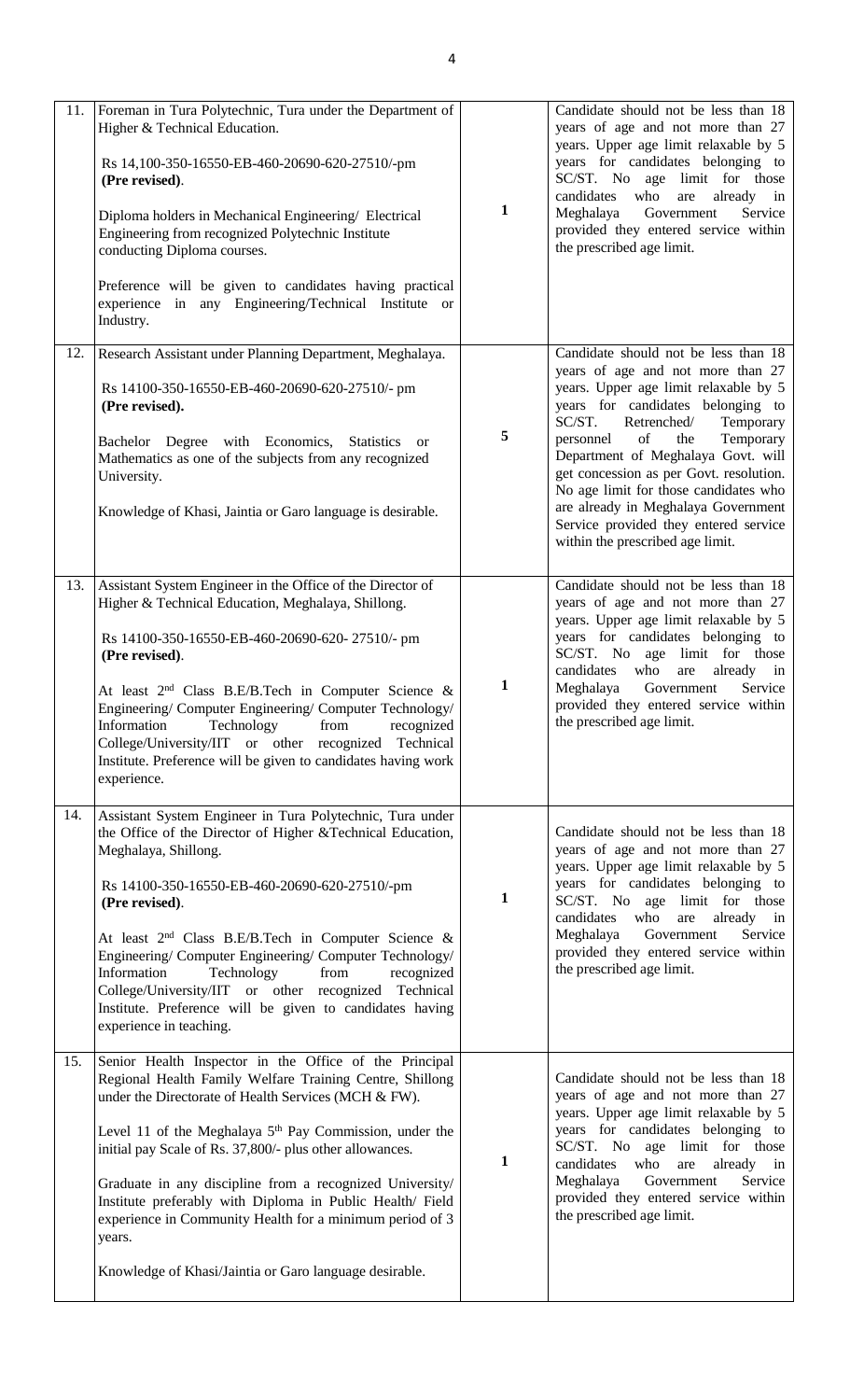| | | | |
|---|---|---|---|
| 11. | Foreman in Tura Polytechnic, Tura under the Department of Higher & Technical Education.<br><br>Rs 14,100-350-16550-EB-460-20690-620-27510/-pm **(Pre revised)**.<br><br>Diploma holders in Mechanical Engineering/ Electrical Engineering from recognized Polytechnic Institute conducting Diploma courses.<br><br>Preference will be given to candidates having practical experience in any Engineering/Technical Institute or Industry. | **1** | Candidate should not be less than 18 years of age and not more than 27 years. Upper age limit relaxable by 5 years for candidates belonging to SC/ST. No age limit for those candidates who are already in Meghalaya Government Service provided they entered service within the prescribed age limit. |
| 12. | Research Assistant under Planning Department, Meghalaya.<br><br>Rs 14100-350-16550-EB-460-20690-620-27510/- pm **(Pre revised).**<br><br>Bachelor Degree with Economics, Statistics or Mathematics as one of the subjects from any recognized University.<br><br>Knowledge of Khasi, Jaintia or Garo language is desirable. | **5** | Candidate should not be less than 18 years of age and not more than 27 years. Upper age limit relaxable by 5 years for candidates belonging to SC/ST. Retrenched/ Temporary personnel of the Temporary Department of Meghalaya Govt. will get concession as per Govt. resolution. No age limit for those candidates who are already in Meghalaya Government Service provided they entered service within the prescribed age limit. |
| 13. | Assistant System Engineer in the Office of the Director of Higher & Technical Education, Meghalaya, Shillong.<br><br>Rs 14100-350-16550-EB-460-20690-620- 27510/- pm **(Pre revised)**.<br><br>At least 2nd Class B.E/B.Tech in Computer Science & Engineering/ Computer Engineering/ Computer Technology/ Information Technology from recognized College/University/IIT or other recognized Technical Institute. Preference will be given to candidates having work experience. | **1** | Candidate should not be less than 18 years of age and not more than 27 years. Upper age limit relaxable by 5 years for candidates belonging to SC/ST. No age limit for those candidates who are already in Meghalaya Government Service provided they entered service within the prescribed age limit. |
| 14. | Assistant System Engineer in Tura Polytechnic, Tura under the Office of the Director of Higher &Technical Education, Meghalaya, Shillong.<br><br>Rs 14100-350-16550-EB-460-20690-620-27510/-pm **(Pre revised)**.<br><br>At least 2nd Class B.E/B.Tech in Computer Science & Engineering/ Computer Engineering/ Computer Technology/ Information Technology from recognized College/University/IIT or other recognized Technical Institute. Preference will be given to candidates having experience in teaching. | **1** | Candidate should not be less than 18 years of age and not more than 27 years. Upper age limit relaxable by 5 years for candidates belonging to SC/ST. No age limit for those candidates who are already in Meghalaya Government Service provided they entered service within the prescribed age limit. |
| 15. | Senior Health Inspector in the Office of the Principal Regional Health Family Welfare Training Centre, Shillong under the Directorate of Health Services (MCH & FW).<br><br>Level 11 of the Meghalaya 5th Pay Commission, under the initial pay Scale of Rs. 37,800/- plus other allowances.<br><br>Graduate in any discipline from a recognized University/ Institute preferably with Diploma in Public Health/ Field experience in Community Health for a minimum period of 3 years.<br><br>Knowledge of Khasi/Jaintia or Garo language desirable. | **1** | Candidate should not be less than 18 years of age and not more than 27 years. Upper age limit relaxable by 5 years for candidates belonging to SC/ST. No age limit for those candidates who are already in Meghalaya Government Service provided they entered service within the prescribed age limit. |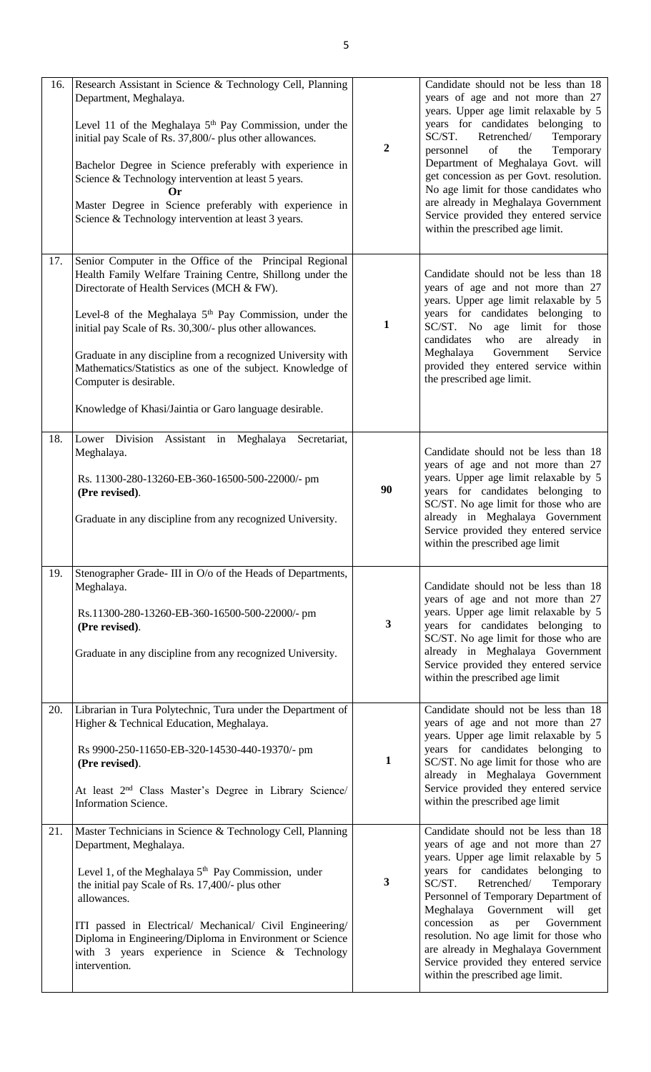| | | | |
|---|---|---|---|
| 16. | Research Assistant in Science & Technology Cell, Planning Department, Meghalaya.<br><br>Level 11 of the Meghalaya 5th Pay Commission, under the initial pay Scale of Rs. 37,800/- plus other allowances.<br><br>Bachelor Degree in Science preferably with experience in Science & Technology intervention at least 5 years.<br>**Or**<br>Master Degree in Science preferably with experience in Science & Technology intervention at least 3 years. | **2** | Candidate should not be less than 18 years of age and not more than 27 years. Upper age limit relaxable by 5 years for candidates belonging to SC/ST. Retrenched/ Temporary personnel of the Temporary Department of Meghalaya Govt. will get concession as per Govt. resolution. No age limit for those candidates who are already in Meghalaya Government Service provided they entered service within the prescribed age limit. |
| 17. | Senior Computer in the Office of the Principal Regional Health Family Welfare Training Centre, Shillong under the Directorate of Health Services (MCH & FW).<br><br>Level-8 of the Meghalaya 5th Pay Commission, under the initial pay Scale of Rs. 30,300/- plus other allowances.<br><br>Graduate in any discipline from a recognized University with Mathematics/Statistics as one of the subject. Knowledge of Computer is desirable.<br><br>Knowledge of Khasi/Jaintia or Garo language desirable. | **1** | Candidate should not be less than 18 years of age and not more than 27 years. Upper age limit relaxable by 5 years for candidates belonging to SC/ST. No age limit for those candidates who are already in Meghalaya Government Service provided they entered service within the prescribed age limit. |
| 18. | Lower Division Assistant in Meghalaya Secretariat, Meghalaya.<br><br>Rs. 11300-280-13260-EB-360-16500-500-22000/- pm **(Pre revised)**.<br><br>Graduate in any discipline from any recognized University. | **90** | Candidate should not be less than 18 years of age and not more than 27 years. Upper age limit relaxable by 5 years for candidates belonging to SC/ST. No age limit for those who are already in Meghalaya Government Service provided they entered service within the prescribed age limit |
| 19. | Stenographer Grade- III in O/o of the Heads of Departments, Meghalaya.<br><br>Rs.11300-280-13260-EB-360-16500-500-22000/- pm **(Pre revised)**.<br><br>Graduate in any discipline from any recognized University. | **3** | Candidate should not be less than 18 years of age and not more than 27 years. Upper age limit relaxable by 5 years for candidates belonging to SC/ST. No age limit for those who are already in Meghalaya Government Service provided they entered service within the prescribed age limit |
| 20. | Librarian in Tura Polytechnic, Tura under the Department of Higher & Technical Education, Meghalaya.<br><br>Rs 9900-250-11650-EB-320-14530-440-19370/- pm **(Pre revised)**.<br><br>At least 2nd Class Master's Degree in Library Science/ Information Science. | **1** | Candidate should not be less than 18 years of age and not more than 27 years. Upper age limit relaxable by 5 years for candidates belonging to SC/ST. No age limit for those who are already in Meghalaya Government Service provided they entered service within the prescribed age limit |
| 21. | Master Technicians in Science & Technology Cell, Planning Department, Meghalaya.<br><br>Level 1, of the Meghalaya 5th Pay Commission, under the initial pay Scale of Rs. 17,400/- plus other allowances.<br><br>ITI passed in Electrical/ Mechanical/ Civil Engineering/ Diploma in Engineering/Diploma in Environment or Science with 3 years experience in Science & Technology intervention. | **3** | Candidate should not be less than 18 years of age and not more than 27 years. Upper age limit relaxable by 5 years for candidates belonging to SC/ST. Retrenched/ Temporary Personnel of Temporary Department of Meghalaya Government will get concession as per Government resolution. No age limit for those who are already in Meghalaya Government Service provided they entered service within the prescribed age limit. |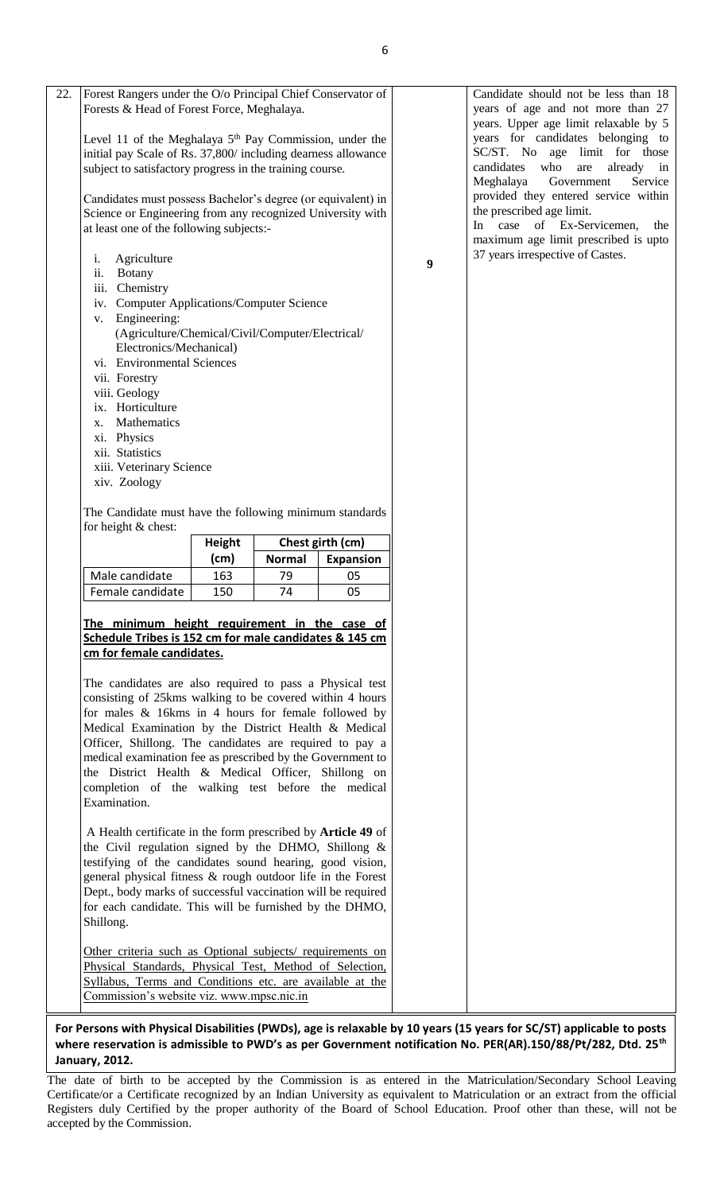| 22. | Forest Rangers under the O/o Principal Chief Conservator of Forests & Head of Forest Force, Meghalaya.<br><br>Level 11 of the Meghalaya 5th Pay Commission, under the initial pay Scale of Rs. 37,800/ including dearness allowance subject to satisfactory progress in the training course.<br><br>Candidates must possess Bachelor's degree (or equivalent) in Science or Engineering from any recognized University with at least one of the following subjects:-<br><br>i. Agriculture<br>ii. Botany<br>iii. Chemistry<br>iv. Computer Applications/Computer Science<br>v. Engineering: (Agriculture/Chemical/Civil/Computer/Electrical/ Electronics/Mechanical)<br>vi. Environmental Sciences<br>vii. Forestry<br>viii. Geology<br>ix. Horticulture<br>x. Mathematics<br>xi. Physics<br>xii. Statistics<br>xiii. Veterinary Science<br>xiv. Zoology<br><br>The Candidate must have the following minimum standards for height & chest:<br><br>Male candidate: Height (cm) 163; Chest girth (cm) Normal 79, Expansion 05<br>Female candidate: Height (cm) 150; Chest girth (cm) Normal 74, Expansion 05<br><br>**The minimum height requirement in the case of Schedule Tribes is 152 cm for male candidates & 145 cm cm for female candidates.**<br><br>The candidates are also required to pass a Physical test consisting of 25kms walking to be covered within 4 hours for males & 16kms in 4 hours for female followed by Medical Examination by the District Health & Medical Officer, Shillong. The candidates are required to pay a medical examination fee as prescribed by the Government to the District Health & Medical Officer, Shillong on completion of the walking test before the medical Examination.<br><br>A Health certificate in the form prescribed by **Article 49** of the Civil regulation signed by the DHMO, Shillong & testifying of the candidates sound hearing, good vision, general physical fitness & rough outdoor life in the Forest Dept., body marks of successful vaccination will be required for each candidate. This will be furnished by the DHMO, Shillong.<br><br>Other criteria such as Optional subjects/ requirements on Physical Standards, Physical Test, Method of Selection, Syllabus, Terms and Conditions etc. are available at the Commission's website viz. www.mpsc.nic.in | **9** | Candidate should not be less than 18 years of age and not more than 27 years. Upper age limit relaxable by 5 years for candidates belonging to SC/ST. No age limit for those candidates who are already in Meghalaya Government Service provided they entered service within the prescribed age limit.<br>In case of Ex-Servicemen, the maximum age limit prescribed is upto 37 years irrespective of Castes. |
|---|---|---|---|

| | Height (cm) | Chest girth (cm) | |
|---|---|---|---|
| | | Normal | Expansion |
| Male candidate | 163 | 79 | 05 |
| Female candidate | 150 | 74 | 05 |

**For Persons with Physical Disabilities (PWDs), age is relaxable by 10 years (15 years for SC/ST) applicable to posts where reservation is admissible to PWD's as per Government notification No. PER(AR).150/88/Pt/282, Dtd. 25th January, 2012.**

The date of birth to be accepted by the Commission is as entered in the Matriculation/Secondary School Leaving Certificate/or a Certificate recognized by an Indian University as equivalent to Matriculation or an extract from the official Registers duly Certified by the proper authority of the Board of School Education. Proof other than these, will not be accepted by the Commission.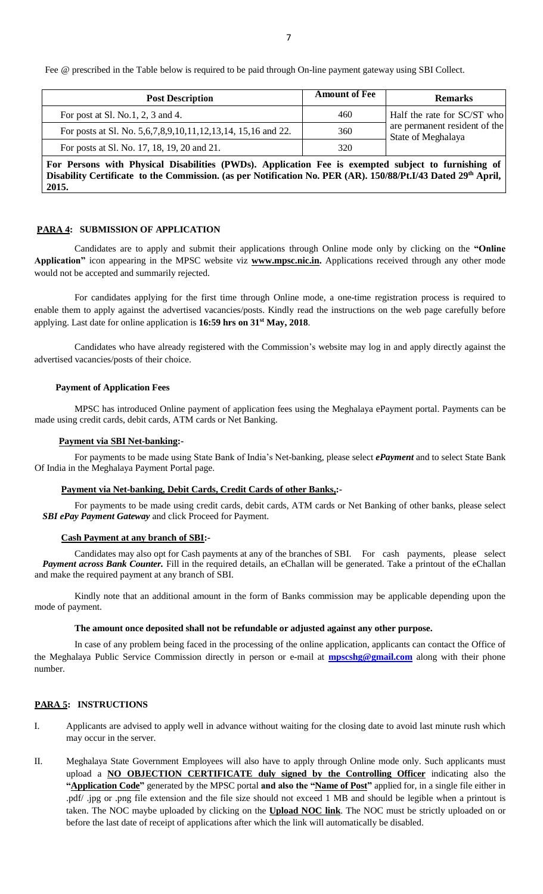Fee @ prescribed in the Table below is required to be paid through On-line payment gateway using SBI Collect.

| Post Description | Amount of Fee | Remarks |
|---|---|---|
| For post at Sl. No.1, 2, 3 and 4. | 460 | Half the rate for SC/ST who are permanent resident of the State of Meghalaya |
| For posts at Sl. No. 5,6,7,8,9,10,11,12,13,14, 15,16 and 22. | 360 | |
| For posts at Sl. No. 17, 18, 19, 20 and 21. | 320 | |
| **For Persons with Physical Disabilities (PWDs). Application Fee is exempted subject to furnishing of Disability Certificate to the Commission. (as per Notification No. PER (AR). 150/88/Pt.I/43 Dated 29th April, 2015.** | | |

## PARA 4: SUBMISSION OF APPLICATION

Candidates are to apply and submit their applications through Online mode only by clicking on the **"Online Application"** icon appearing in the MPSC website viz **www.mpsc.nic.in.** Applications received through any other mode would not be accepted and summarily rejected.

For candidates applying for the first time through Online mode, a one-time registration process is required to enable them to apply against the advertised vacancies/posts. Kindly read the instructions on the web page carefully before applying. Last date for online application is **16:59 hrs on 31st May, 2018**.

Candidates who have already registered with the Commission's website may log in and apply directly against the advertised vacancies/posts of their choice.

### Payment of Application Fees

MPSC has introduced Online payment of application fees using the Meghalaya ePayment portal. Payments can be made using credit cards, debit cards, ATM cards or Net Banking.

**Payment via SBI Net-banking:-**

For payments to be made using State Bank of India's Net-banking, please select ***ePayment*** and to select State Bank Of India in the Meghalaya Payment Portal page.

**Payment via Net-banking, Debit Cards, Credit Cards of other Banks,:-**

For payments to be made using credit cards, debit cards, ATM cards or Net Banking of other banks, please select ***SBI ePay Payment Gateway*** and click Proceed for Payment.

**Cash Payment at any branch of SBI:-**

Candidates may also opt for Cash payments at any of the branches of SBI. For cash payments, please select ***Payment across Bank Counter.*** Fill in the required details, an eChallan will be generated. Take a printout of the eChallan and make the required payment at any branch of SBI.

Kindly note that an additional amount in the form of Banks commission may be applicable depending upon the mode of payment.

**The amount once deposited shall not be refundable or adjusted against any other purpose.**

In case of any problem being faced in the processing of the online application, applicants can contact the Office of the Meghalaya Public Service Commission directly in person or e-mail at **mpscshg@gmail.com** along with their phone number.

## PARA 5: INSTRUCTIONS

I. Applicants are advised to apply well in advance without waiting for the closing date to avoid last minute rush which may occur in the server.

II. Meghalaya State Government Employees will also have to apply through Online mode only. Such applicants must upload a **NO OBJECTION CERTIFICATE duly signed by the Controlling Officer** indicating also the **"Application Code"** generated by the MPSC portal **and also the "Name of Post"** applied for, in a single file either in .pdf/ .jpg or .png file extension and the file size should not exceed 1 MB and should be legible when a printout is taken. The NOC maybe uploaded by clicking on the **Upload NOC link**. The NOC must be strictly uploaded on or before the last date of receipt of applications after which the link will automatically be disabled.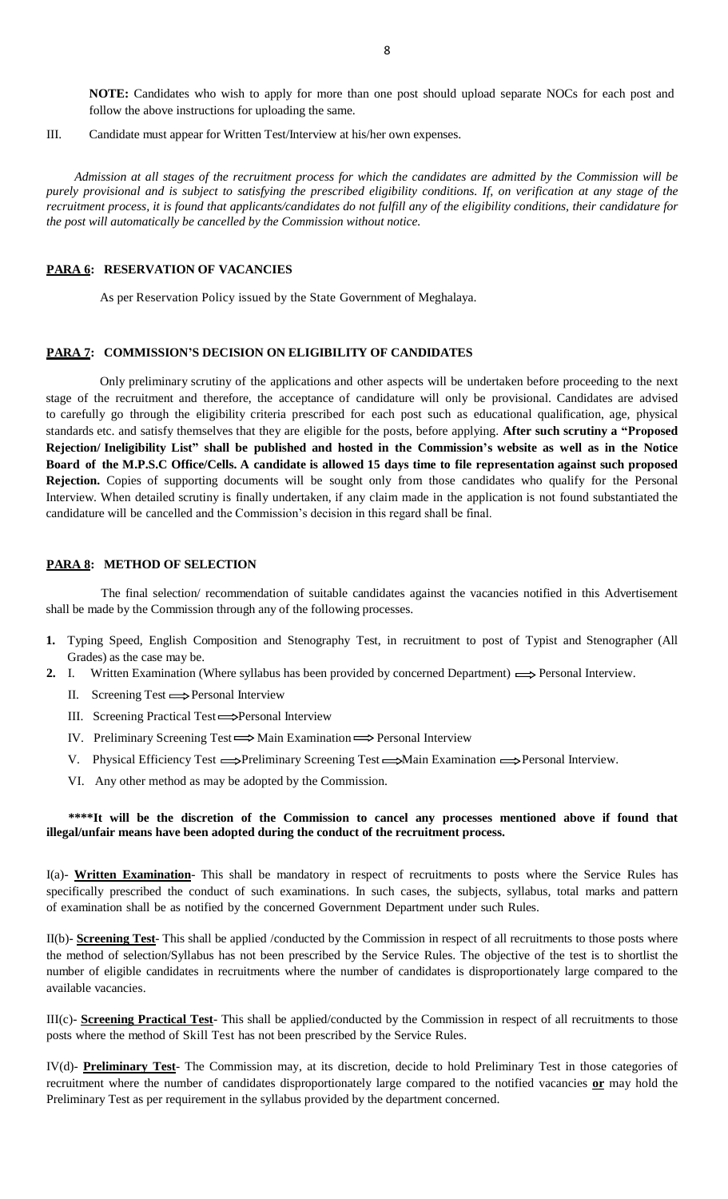**NOTE:** Candidates who wish to apply for more than one post should upload separate NOCs for each post and follow the above instructions for uploading the same.

III. Candidate must appear for Written Test/Interview at his/her own expenses.

*Admission at all stages of the recruitment process for which the candidates are admitted by the Commission will be purely provisional and is subject to satisfying the prescribed eligibility conditions. If, on verification at any stage of the recruitment process, it is found that applicants/candidates do not fulfill any of the eligibility conditions, their candidature for the post will automatically be cancelled by the Commission without notice.*

## **PARA 6: RESERVATION OF VACANCIES**

As per Reservation Policy issued by the State Government of Meghalaya.

## **PARA 7: COMMISSION'S DECISION ON ELIGIBILITY OF CANDIDATES**

Only preliminary scrutiny of the applications and other aspects will be undertaken before proceeding to the next stage of the recruitment and therefore, the acceptance of candidature will only be provisional. Candidates are advised to carefully go through the eligibility criteria prescribed for each post such as educational qualification, age, physical standards etc. and satisfy themselves that they are eligible for the posts, before applying. **After such scrutiny a "Proposed Rejection/ Ineligibility List" shall be published and hosted in the Commission's website as well as in the Notice Board of the M.P.S.C Office/Cells. A candidate is allowed 15 days time to file representation against such proposed Rejection.** Copies of supporting documents will be sought only from those candidates who qualify for the Personal Interview. When detailed scrutiny is finally undertaken, if any claim made in the application is not found substantiated the candidature will be cancelled and the Commission's decision in this regard shall be final.

## **PARA 8: METHOD OF SELECTION**

The final selection/ recommendation of suitable candidates against the vacancies notified in this Advertisement shall be made by the Commission through any of the following processes.

1. Typing Speed, English Composition and Stenography Test, in recruitment to post of Typist and Stenographer (All Grades) as the case may be.
2. I. Written Examination (Where syllabus has been provided by concerned Department) ⟹ Personal Interview.
   II. Screening Test ⟹ Personal Interview
   III. Screening Practical Test ⟹ Personal Interview
   IV. Preliminary Screening Test ⟹ Main Examination ⟹ Personal Interview
   V. Physical Efficiency Test ⟹ Preliminary Screening Test ⟹ Main Examination ⟹ Personal Interview.
   VI. Any other method as may be adopted by the Commission.

**\*\*\*\*It will be the discretion of the Commission to cancel any processes mentioned above if found that illegal/unfair means have been adopted during the conduct of the recruitment process.**

I(a)- **Written Examination**- This shall be mandatory in respect of recruitments to posts where the Service Rules has specifically prescribed the conduct of such examinations. In such cases, the subjects, syllabus, total marks and pattern of examination shall be as notified by the concerned Government Department under such Rules.

II(b)- **Screening Test**- This shall be applied /conducted by the Commission in respect of all recruitments to those posts where the method of selection/Syllabus has not been prescribed by the Service Rules. The objective of the test is to shortlist the number of eligible candidates in recruitments where the number of candidates is disproportionately large compared to the available vacancies.

III(c)- **Screening Practical Test**- This shall be applied/conducted by the Commission in respect of all recruitments to those posts where the method of Skill Test has not been prescribed by the Service Rules.

IV(d)- **Preliminary Test**- The Commission may, at its discretion, decide to hold Preliminary Test in those categories of recruitment where the number of candidates disproportionately large compared to the notified vacancies **or** may hold the Preliminary Test as per requirement in the syllabus provided by the department concerned.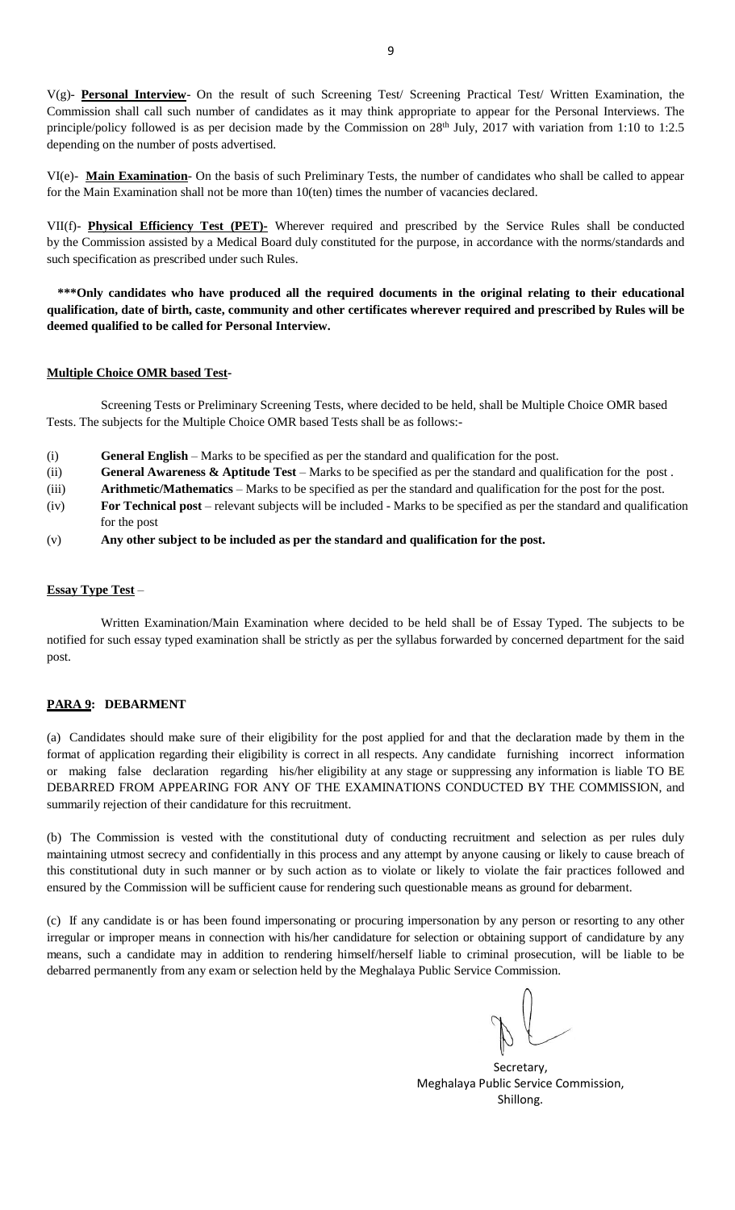V(g)- **Personal Interview**- On the result of such Screening Test/ Screening Practical Test/ Written Examination, the Commission shall call such number of candidates as it may think appropriate to appear for the Personal Interviews. The principle/policy followed is as per decision made by the Commission on 28th July, 2017 with variation from 1:10 to 1:2.5 depending on the number of posts advertised.

VI(e)- **Main Examination**- On the basis of such Preliminary Tests, the number of candidates who shall be called to appear for the Main Examination shall not be more than 10(ten) times the number of vacancies declared.

VII(f)- **Physical Efficiency Test (PET)**- Wherever required and prescribed by the Service Rules shall be conducted by the Commission assisted by a Medical Board duly constituted for the purpose, in accordance with the norms/standards and such specification as prescribed under such Rules.

**\*\*\*Only candidates who have produced all the required documents in the original relating to their educational qualification, date of birth, caste, community and other certificates wherever required and prescribed by Rules will be deemed qualified to be called for Personal Interview.**

**Multiple Choice OMR based Test-**

Screening Tests or Preliminary Screening Tests, where decided to be held, shall be Multiple Choice OMR based Tests. The subjects for the Multiple Choice OMR based Tests shall be as follows:-

(i) **General English** – Marks to be specified as per the standard and qualification for the post.

(ii) **General Awareness & Aptitude Test** – Marks to be specified as per the standard and qualification for the post .

(iii) **Arithmetic/Mathematics** – Marks to be specified as per the standard and qualification for the post for the post.

(iv) **For Technical post** – relevant subjects will be included - Marks to be specified as per the standard and qualification for the post

(v) **Any other subject to be included as per the standard and qualification for the post.**

**Essay Type Test** –

Written Examination/Main Examination where decided to be held shall be of Essay Typed. The subjects to be notified for such essay typed examination shall be strictly as per the syllabus forwarded by concerned department for the said post.

## PARA 9: DEBARMENT

(a) Candidates should make sure of their eligibility for the post applied for and that the declaration made by them in the format of application regarding their eligibility is correct in all respects. Any candidate furnishing incorrect information or making false declaration regarding his/her eligibility at any stage or suppressing any information is liable TO BE DEBARRED FROM APPEARING FOR ANY OF THE EXAMINATIONS CONDUCTED BY THE COMMISSION, and summarily rejection of their candidature for this recruitment.

(b) The Commission is vested with the constitutional duty of conducting recruitment and selection as per rules duly maintaining utmost secrecy and confidentially in this process and any attempt by anyone causing or likely to cause breach of this constitutional duty in such manner or by such action as to violate or likely to violate the fair practices followed and ensured by the Commission will be sufficient cause for rendering such questionable means as ground for debarment.

(c) If any candidate is or has been found impersonating or procuring impersonation by any person or resorting to any other irregular or improper means in connection with his/her candidature for selection or obtaining support of candidature by any means, such a candidate may in addition to rendering himself/herself liable to criminal prosecution, will be liable to be debarred permanently from any exam or selection held by the Meghalaya Public Service Commission.

Secretary,
Meghalaya Public Service Commission,
Shillong.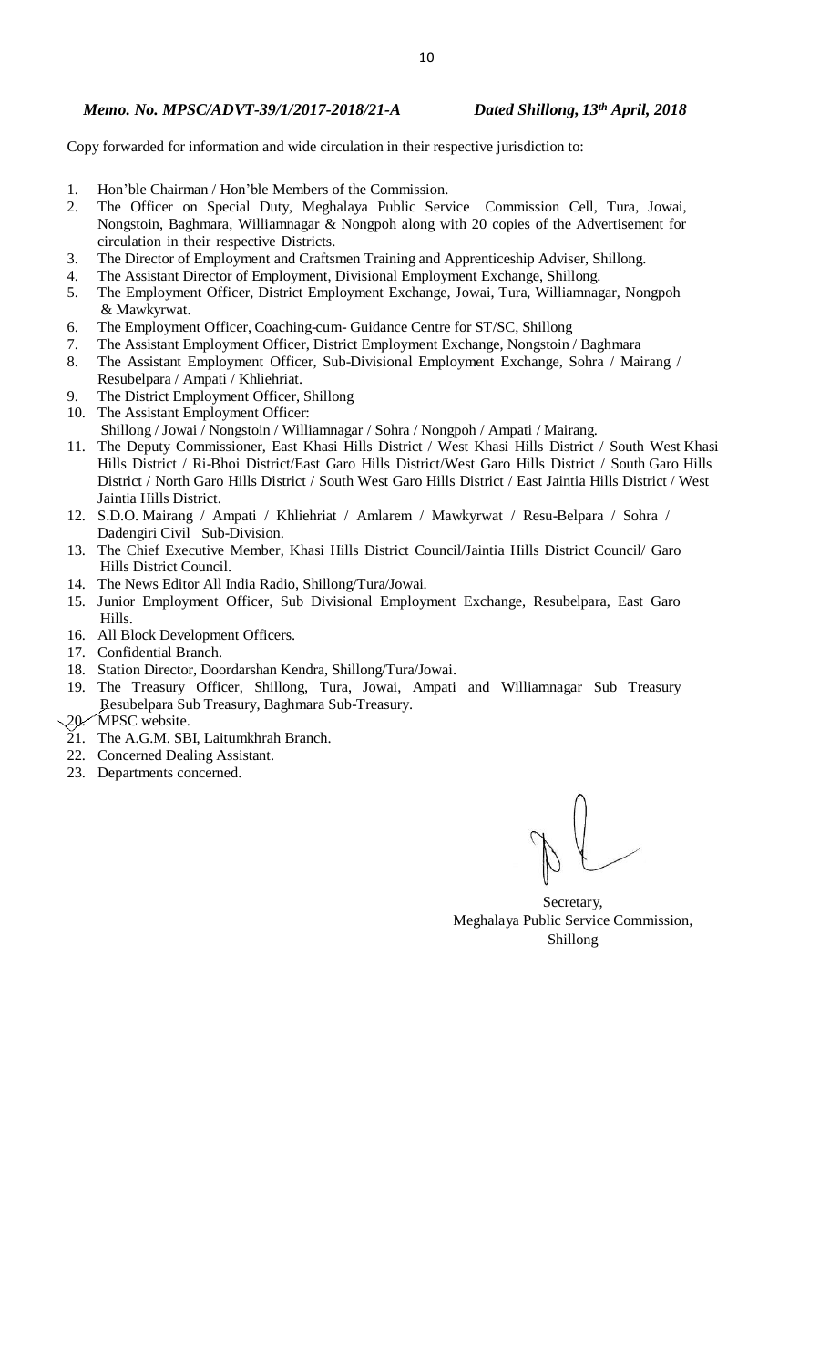***Memo. No. MPSC/ADVT-39/1/2017-2018/21-A*** ***Dated Shillong, 13th April, 2018***

Copy forwarded for information and wide circulation in their respective jurisdiction to:

1. Hon'ble Chairman / Hon'ble Members of the Commission.
2. The Officer on Special Duty, Meghalaya Public Service Commission Cell, Tura, Jowai, Nongstoin, Baghmara, Williamnagar & Nongpoh along with 20 copies of the Advertisement for circulation in their respective Districts.
3. The Director of Employment and Craftsmen Training and Apprenticeship Adviser, Shillong.
4. The Assistant Director of Employment, Divisional Employment Exchange, Shillong.
5. The Employment Officer, District Employment Exchange, Jowai, Tura, Williamnagar, Nongpoh & Mawkyrwat.
6. The Employment Officer, Coaching-cum- Guidance Centre for ST/SC, Shillong
7. The Assistant Employment Officer, District Employment Exchange, Nongstoin / Baghmara
8. The Assistant Employment Officer, Sub-Divisional Employment Exchange, Sohra / Mairang / Resubelpara / Ampati / Khliehriat.
9. The District Employment Officer, Shillong
10. The Assistant Employment Officer:
    Shillong / Jowai / Nongstoin / Williamnagar / Sohra / Nongpoh / Ampati / Mairang.
11. The Deputy Commissioner, East Khasi Hills District / West Khasi Hills District / South West Khasi Hills District / Ri-Bhoi District/East Garo Hills District/West Garo Hills District / South Garo Hills District / North Garo Hills District / South West Garo Hills District / East Jaintia Hills District / West Jaintia Hills District.
12. S.D.O. Mairang / Ampati / Khliehriat / Amlarem / Mawkyrwat / Resu-Belpara / Sohra / Dadengiri Civil Sub-Division.
13. The Chief Executive Member, Khasi Hills District Council/Jaintia Hills District Council/ Garo Hills District Council.
14. The News Editor All India Radio, Shillong/Tura/Jowai.
15. Junior Employment Officer, Sub Divisional Employment Exchange, Resubelpara, East Garo Hills.
16. All Block Development Officers.
17. Confidential Branch.
18. Station Director, Doordarshan Kendra, Shillong/Tura/Jowai.
19. The Treasury Officer, Shillong, Tura, Jowai, Ampati and Williamnagar Sub Treasury Resubelpara Sub Treasury, Baghmara Sub-Treasury.
20. MPSC website.
21. The A.G.M. SBI, Laitumkhrah Branch.
22. Concerned Dealing Assistant.
23. Departments concerned.

Secretary,
Meghalaya Public Service Commission,
Shillong